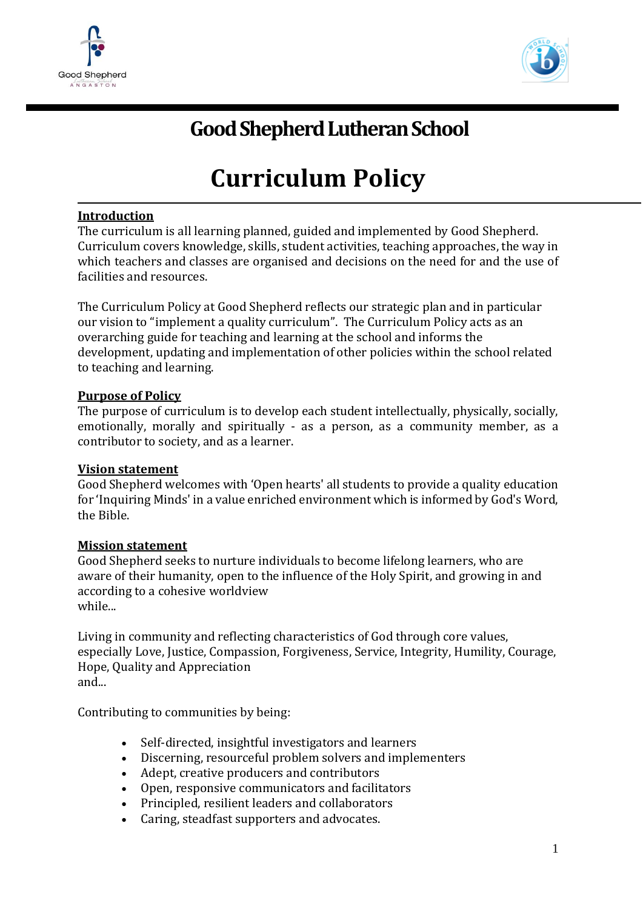# Good Shepherd Lutheran School

# Curriculum Policy

## Introduction

The curriculum is all learning planned, guided and implemented by Good Shepherd. Curriculum covers knowledge, skills, student activities, teaching approaches, the way in which teachers and classes are organised and decisions on the need for and the use of facilities and resources.

The Curriculum Policy at Good Shepherd reflects our strategic plan and in particular our vision to "implement a quality curriculum". The Curriculum Policy acts as an overarching guide for teaching and learning at the school and informs the development, updating and implementation of other policies within the school related to teaching and learning.

## Purpose of Policy

The purpose of curriculum is to develop each student intellectually, physically, socially, emotionally, morally and spiritually - as a person, as a community member, as a contributor to society, and as a learner.

## Vision statement

Good Shepherd welcomes with 'Open hearts' all students to provide a quality education for 'Inquiring Minds' in a value enriched environment which is informed by God's Word, the Bible.

## Mission statement

Good Shepherd seeks to nurture individuals to become lifelong learners, who are aware of their humanity, open to the influence of the Holy Spirit, and growing in and according to a cohesive worldview
while...

Living in community and reflecting characteristics of God through core values, especially Love, Justice, Compassion, Forgiveness, Service, Integrity, Humility, Courage, Hope, Quality and Appreciation
and...

Contributing to communities by being:

- Self-directed, insightful investigators and learners
- Discerning, resourceful problem solvers and implementers
- Adept, creative producers and contributors
- Open, responsive communicators and facilitators
- Principled, resilient leaders and collaborators
- Caring, steadfast supporters and advocates.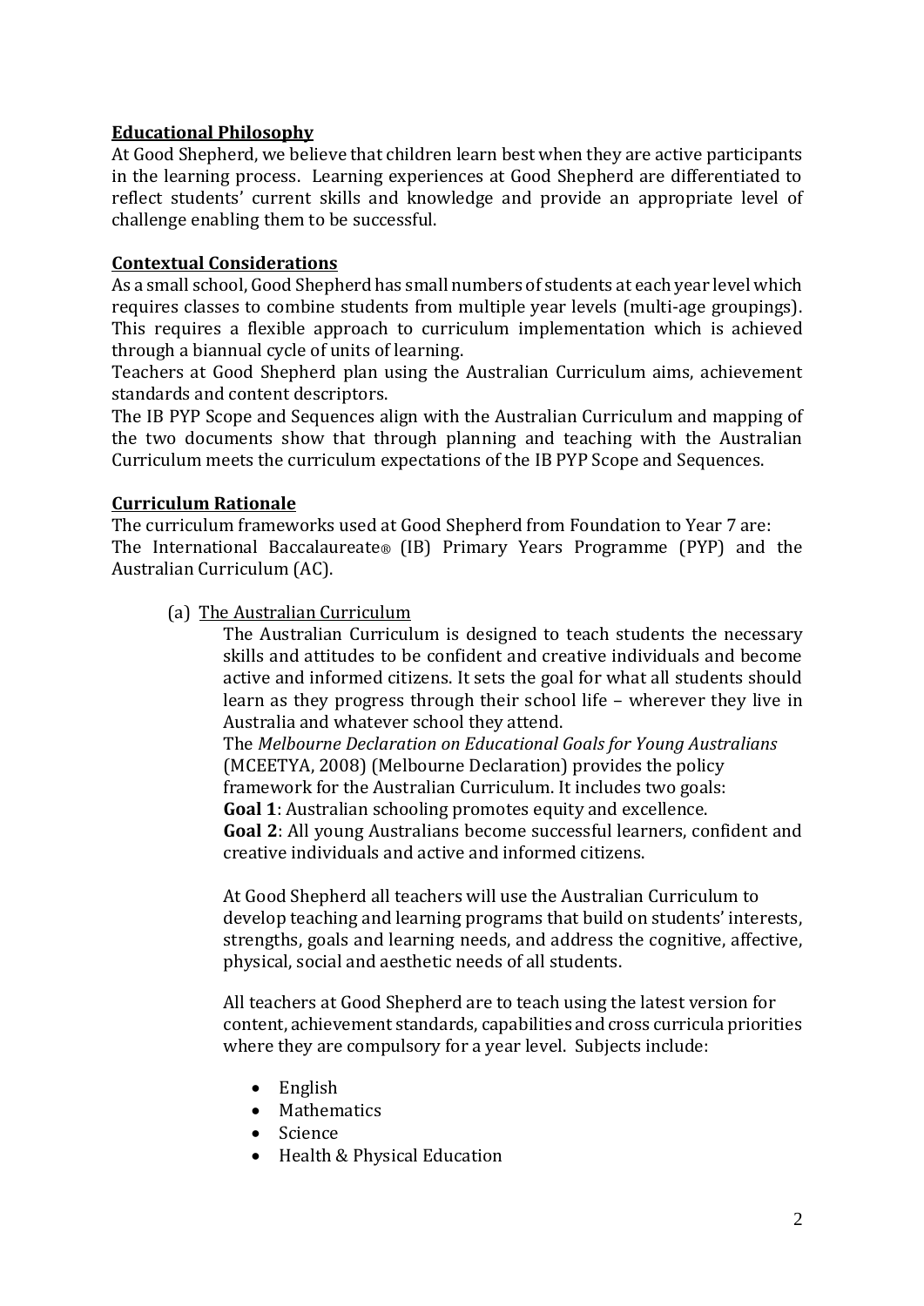**Educational Philosophy**

At Good Shepherd, we believe that children learn best when they are active participants in the learning process. Learning experiences at Good Shepherd are differentiated to reflect students' current skills and knowledge and provide an appropriate level of challenge enabling them to be successful.

**Contextual Considerations**

As a small school, Good Shepherd has small numbers of students at each year level which requires classes to combine students from multiple year levels (multi-age groupings). This requires a flexible approach to curriculum implementation which is achieved through a biannual cycle of units of learning.

Teachers at Good Shepherd plan using the Australian Curriculum aims, achievement standards and content descriptors.

The IB PYP Scope and Sequences align with the Australian Curriculum and mapping of the two documents show that through planning and teaching with the Australian Curriculum meets the curriculum expectations of the IB PYP Scope and Sequences.

**Curriculum Rationale**

The curriculum frameworks used at Good Shepherd from Foundation to Year 7 are:
The International Baccalaureate® (IB) Primary Years Programme (PYP) and the Australian Curriculum (AC).

(a) The Australian Curriculum

The Australian Curriculum is designed to teach students the necessary skills and attitudes to be confident and creative individuals and become active and informed citizens. It sets the goal for what all students should learn as they progress through their school life – wherever they live in Australia and whatever school they attend.

The *Melbourne Declaration on Educational Goals for Young Australians* (MCEETYA, 2008) (Melbourne Declaration) provides the policy framework for the Australian Curriculum. It includes two goals:

**Goal 1**: Australian schooling promotes equity and excellence.

**Goal 2**: All young Australians become successful learners, confident and creative individuals and active and informed citizens.

At Good Shepherd all teachers will use the Australian Curriculum to develop teaching and learning programs that build on students' interests, strengths, goals and learning needs, and address the cognitive, affective, physical, social and aesthetic needs of all students.

All teachers at Good Shepherd are to teach using the latest version for content, achievement standards, capabilities and cross curricula priorities where they are compulsory for a year level. Subjects include:

- English
- Mathematics
- Science
- Health & Physical Education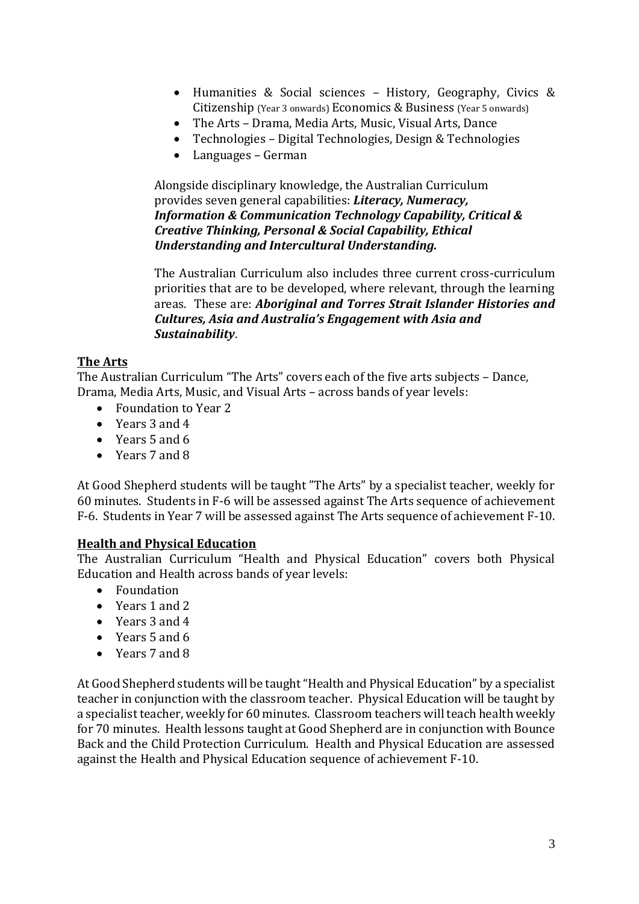- Humanities & Social sciences – History, Geography, Civics & Citizenship (Year 3 onwards) Economics & Business (Year 5 onwards)
- The Arts – Drama, Media Arts, Music, Visual Arts, Dance
- Technologies – Digital Technologies, Design & Technologies
- Languages – German

Alongside disciplinary knowledge, the Australian Curriculum provides seven general capabilities: ***Literacy, Numeracy, Information & Communication Technology Capability, Critical & Creative Thinking, Personal & Social Capability, Ethical Understanding and Intercultural Understanding.***

The Australian Curriculum also includes three current cross-curriculum priorities that are to be developed, where relevant, through the learning areas. These are: ***Aboriginal and Torres Strait Islander Histories and Cultures, Asia and Australia's Engagement with Asia and Sustainability***.

## The Arts

The Australian Curriculum "The Arts" covers each of the five arts subjects – Dance, Drama, Media Arts, Music, and Visual Arts – across bands of year levels:

- Foundation to Year 2
- Years 3 and 4
- Years 5 and 6
- Years 7 and 8

At Good Shepherd students will be taught "The Arts" by a specialist teacher, weekly for 60 minutes. Students in F-6 will be assessed against The Arts sequence of achievement F-6. Students in Year 7 will be assessed against The Arts sequence of achievement F-10.

## Health and Physical Education

The Australian Curriculum "Health and Physical Education" covers both Physical Education and Health across bands of year levels:

- Foundation
- Years 1 and 2
- Years 3 and 4
- Years 5 and 6
- Years 7 and 8

At Good Shepherd students will be taught "Health and Physical Education" by a specialist teacher in conjunction with the classroom teacher. Physical Education will be taught by a specialist teacher, weekly for 60 minutes. Classroom teachers will teach health weekly for 70 minutes. Health lessons taught at Good Shepherd are in conjunction with Bounce Back and the Child Protection Curriculum. Health and Physical Education are assessed against the Health and Physical Education sequence of achievement F-10.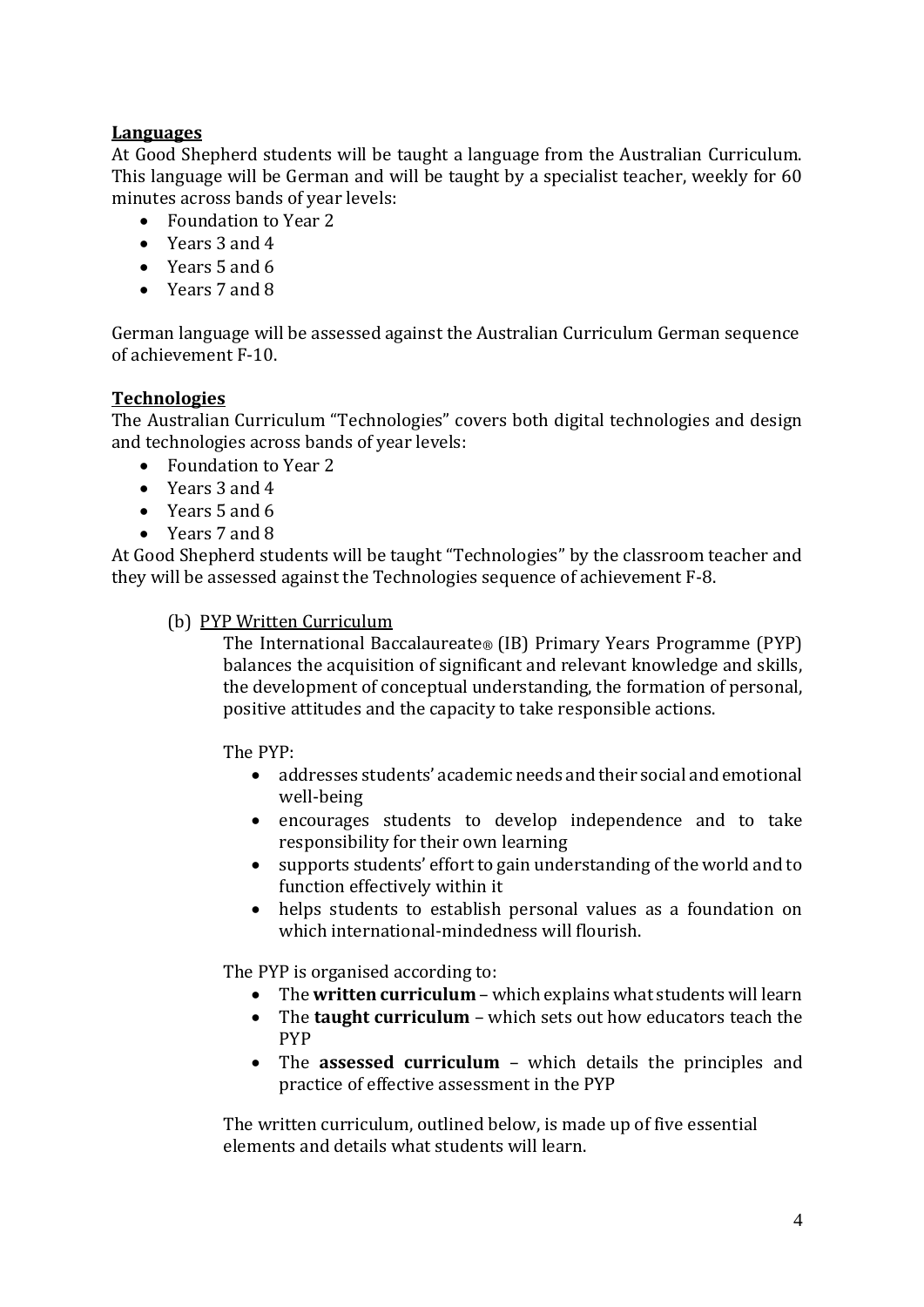**Languages**

At Good Shepherd students will be taught a language from the Australian Curriculum. This language will be German and will be taught by a specialist teacher, weekly for 60 minutes across bands of year levels:

- Foundation to Year 2
- Years 3 and 4
- Years 5 and 6
- Years 7 and 8

German language will be assessed against the Australian Curriculum German sequence of achievement F-10.

**Technologies**

The Australian Curriculum "Technologies" covers both digital technologies and design and technologies across bands of year levels:

- Foundation to Year 2
- Years 3 and 4
- Years 5 and 6
- Years 7 and 8

At Good Shepherd students will be taught "Technologies" by the classroom teacher and they will be assessed against the Technologies sequence of achievement F-8.

(b) PYP Written Curriculum

The International Baccalaureate® (IB) Primary Years Programme (PYP) balances the acquisition of significant and relevant knowledge and skills, the development of conceptual understanding, the formation of personal, positive attitudes and the capacity to take responsible actions.

The PYP:

- addresses students' academic needs and their social and emotional well-being
- encourages students to develop independence and to take responsibility for their own learning
- supports students' effort to gain understanding of the world and to function effectively within it
- helps students to establish personal values as a foundation on which international-mindedness will flourish.

The PYP is organised according to:

- The **written curriculum** – which explains what students will learn
- The **taught curriculum** – which sets out how educators teach the PYP
- The **assessed curriculum** – which details the principles and practice of effective assessment in the PYP

The written curriculum, outlined below, is made up of five essential elements and details what students will learn.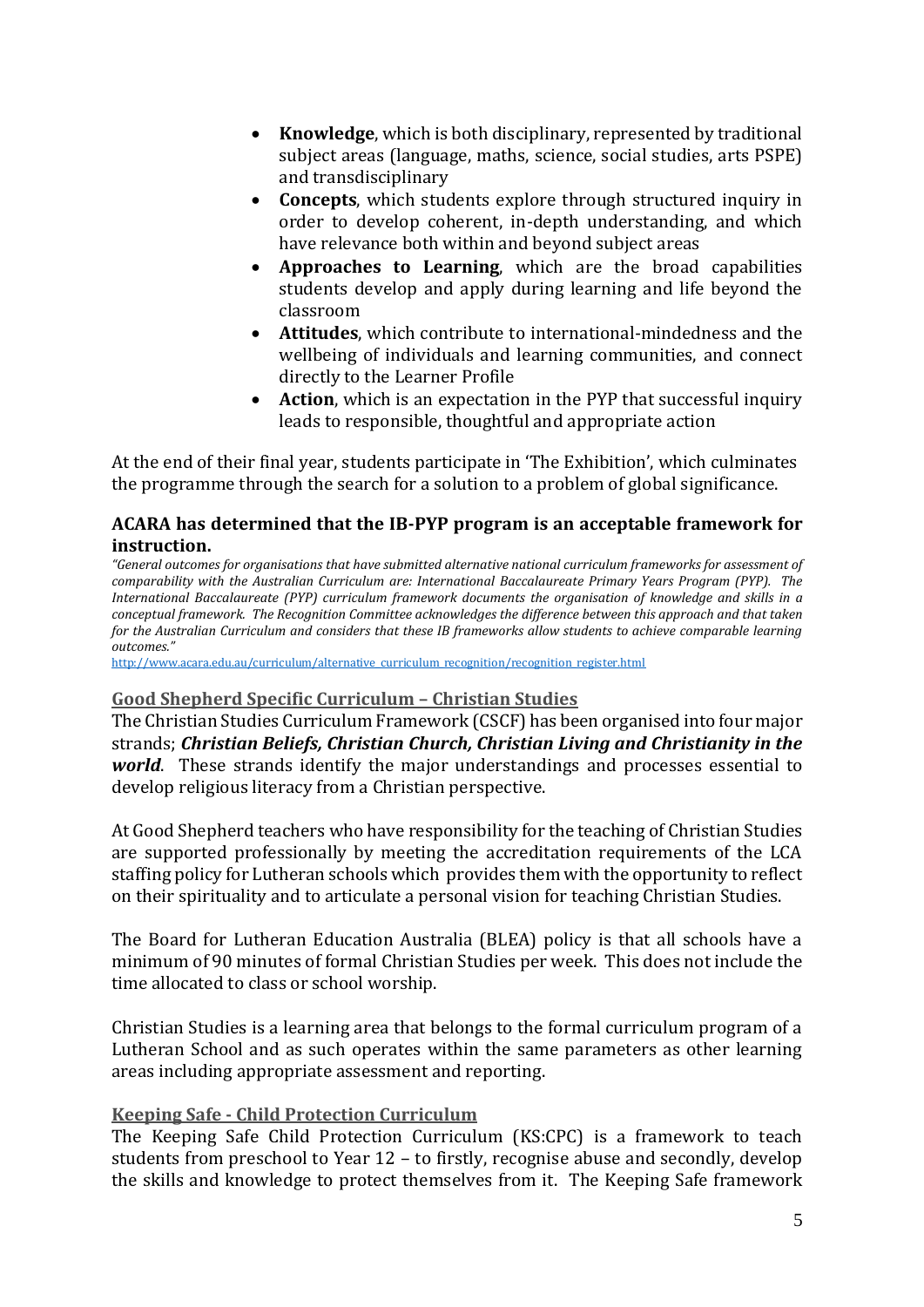- **Knowledge**, which is both disciplinary, represented by traditional subject areas (language, maths, science, social studies, arts PSPE) and transdisciplinary
- **Concepts**, which students explore through structured inquiry in order to develop coherent, in-depth understanding, and which have relevance both within and beyond subject areas
- **Approaches to Learning**, which are the broad capabilities students develop and apply during learning and life beyond the classroom
- **Attitudes**, which contribute to international-mindedness and the wellbeing of individuals and learning communities, and connect directly to the Learner Profile
- **Action**, which is an expectation in the PYP that successful inquiry leads to responsible, thoughtful and appropriate action

At the end of their final year, students participate in 'The Exhibition', which culminates the programme through the search for a solution to a problem of global significance.

**ACARA has determined that the IB-PYP program is an acceptable framework for instruction.**

*"General outcomes for organisations that have submitted alternative national curriculum frameworks for assessment of comparability with the Australian Curriculum are: International Baccalaureate Primary Years Program (PYP). The International Baccalaureate (PYP) curriculum framework documents the organisation of knowledge and skills in a conceptual framework. The Recognition Committee acknowledges the difference between this approach and that taken for the Australian Curriculum and considers that these IB frameworks allow students to achieve comparable learning outcomes."*

http://www.acara.edu.au/curriculum/alternative_curriculum_recognition/recognition_register.html

## Good Shepherd Specific Curriculum – Christian Studies

The Christian Studies Curriculum Framework (CSCF) has been organised into four major strands; ***Christian Beliefs, Christian Church, Christian Living and Christianity in the world***. These strands identify the major understandings and processes essential to develop religious literacy from a Christian perspective.

At Good Shepherd teachers who have responsibility for the teaching of Christian Studies are supported professionally by meeting the accreditation requirements of the LCA staffing policy for Lutheran schools which provides them with the opportunity to reflect on their spirituality and to articulate a personal vision for teaching Christian Studies.

The Board for Lutheran Education Australia (BLEA) policy is that all schools have a minimum of 90 minutes of formal Christian Studies per week. This does not include the time allocated to class or school worship.

Christian Studies is a learning area that belongs to the formal curriculum program of a Lutheran School and as such operates within the same parameters as other learning areas including appropriate assessment and reporting.

## Keeping Safe - Child Protection Curriculum

The Keeping Safe Child Protection Curriculum (KS:CPC) is a framework to teach students from preschool to Year 12 – to firstly, recognise abuse and secondly, develop the skills and knowledge to protect themselves from it. The Keeping Safe framework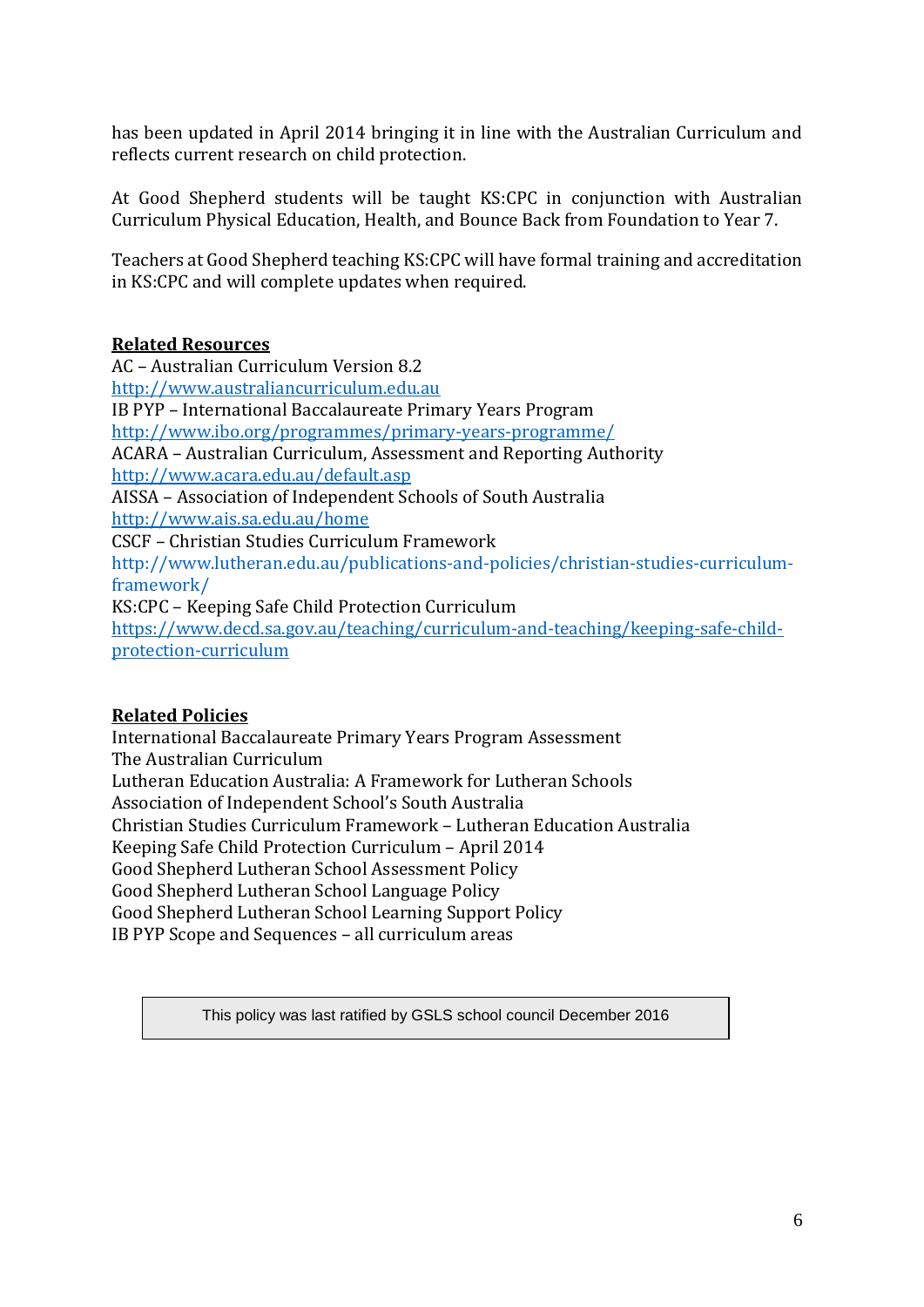has been updated in April 2014 bringing it in line with the Australian Curriculum and reflects current research on child protection.

At Good Shepherd students will be taught KS:CPC in conjunction with Australian Curriculum Physical Education, Health, and Bounce Back from Foundation to Year 7.

Teachers at Good Shepherd teaching KS:CPC will have formal training and accreditation in KS:CPC and will complete updates when required.

**Related Resources**

AC – Australian Curriculum Version 8.2
http://www.australiancurriculum.edu.au
IB PYP – International Baccalaureate Primary Years Program
http://www.ibo.org/programmes/primary-years-programme/
ACARA – Australian Curriculum, Assessment and Reporting Authority
http://www.acara.edu.au/default.asp
AISSA – Association of Independent Schools of South Australia
http://www.ais.sa.edu.au/home
CSCF – Christian Studies Curriculum Framework
http://www.lutheran.edu.au/publications-and-policies/christian-studies-curriculum-framework/
KS:CPC – Keeping Safe Child Protection Curriculum
https://www.decd.sa.gov.au/teaching/curriculum-and-teaching/keeping-safe-child-protection-curriculum

**Related Policies**

International Baccalaureate Primary Years Program Assessment
The Australian Curriculum
Lutheran Education Australia: A Framework for Lutheran Schools
Association of Independent School's South Australia
Christian Studies Curriculum Framework – Lutheran Education Australia
Keeping Safe Child Protection Curriculum – April 2014
Good Shepherd Lutheran School Assessment Policy
Good Shepherd Lutheran School Language Policy
Good Shepherd Lutheran School Learning Support Policy
IB PYP Scope and Sequences – all curriculum areas

This policy was last ratified by GSLS school council December 2016